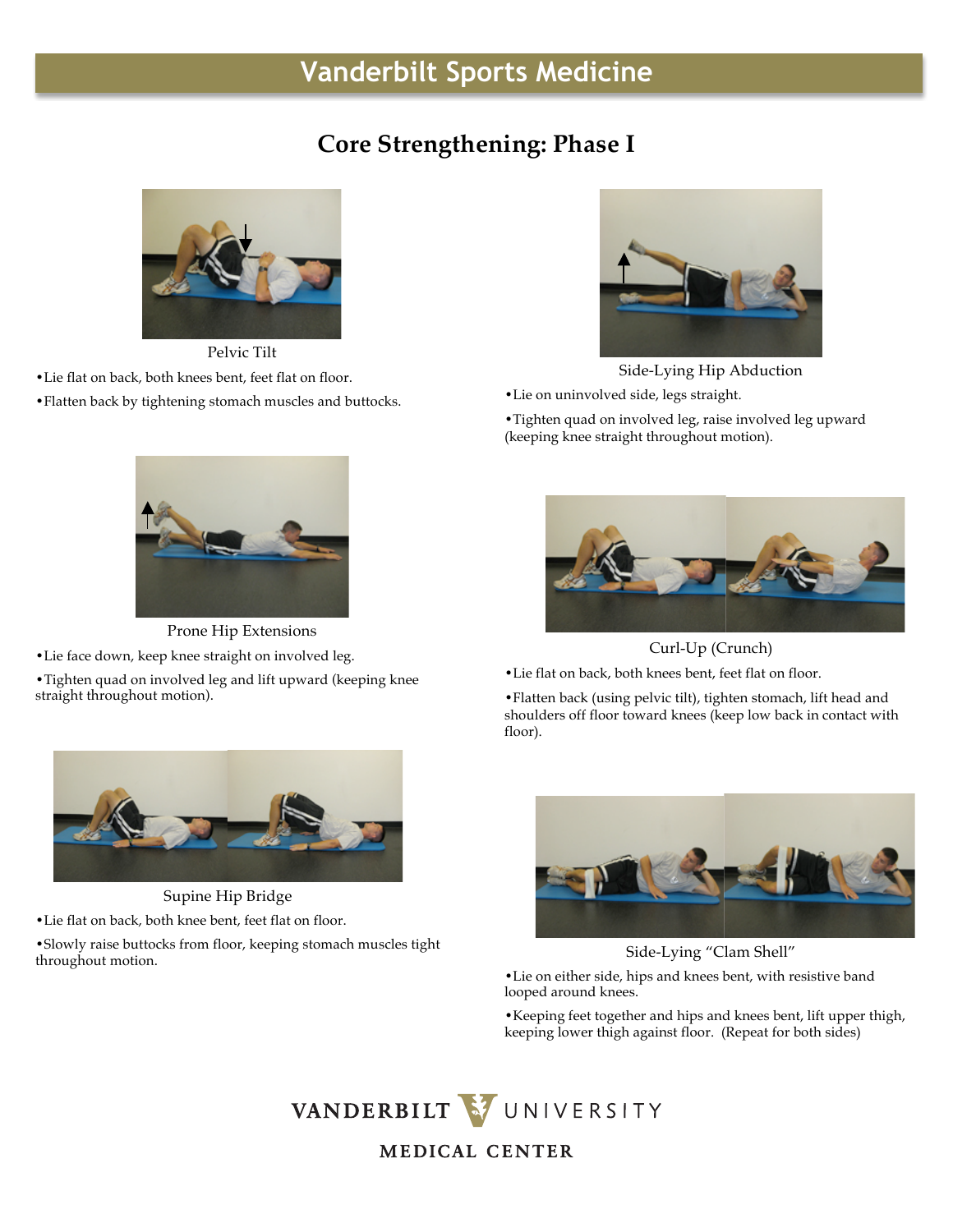# Vanderbilt Sports Medicine

## Core Strengthening: Phase I

### Pelvic Tilt

- Lie flat on back, both knees bent, feet flat on floor.
- Flatten back by tightening stomach muscles and buttocks.

### Prone Hip Extensions

- Lie face down, keep knee straight on involved leg.
- Tighten quad on involved leg and lift upward (keeping knee straight throughout motion).

### Supine Hip Bridge

- Lie flat on back, both knee bent, feet flat on floor.
- Slowly raise buttocks from floor, keeping stomach muscles tight throughout motion.

### Side-Lying Hip Abduction

- Lie on uninvolved side, legs straight.
- Tighten quad on involved leg, raise involved leg upward (keeping knee straight throughout motion).

### Curl-Up (Crunch)

- Lie flat on back, both knees bent, feet flat on floor.
- Flatten back (using pelvic tilt), tighten stomach, lift head and shoulders off floor toward knees (keep low back in contact with floor).

### Side-Lying "Clam Shell"

- Lie on either side, hips and knees bent, with resistive band looped around knees.
- Keeping feet together and hips and knees bent, lift upper thigh, keeping lower thigh against floor. (Repeat for both sides)

VANDERBILT UNIVERSITY MEDICAL CENTER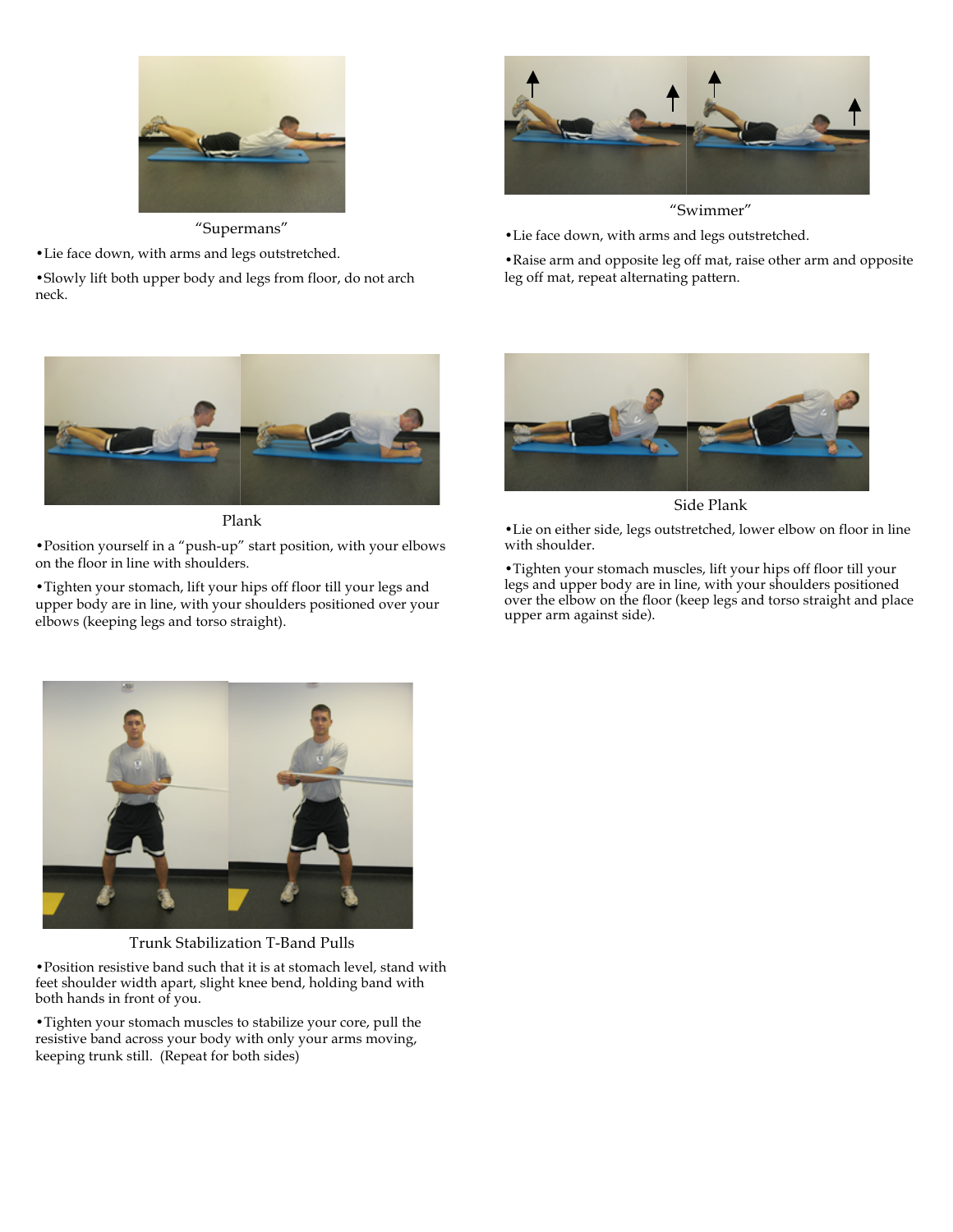"Supermans"

- Lie face down, with arms and legs outstretched.
- Slowly lift both upper body and legs from floor, do not arch neck.

"Swimmer"

- Lie face down, with arms and legs outstretched.
- Raise arm and opposite leg off mat, raise other arm and opposite leg off mat, repeat alternating pattern.

Plank

- Position yourself in a "push-up" start position, with your elbows on the floor in line with shoulders.
- Tighten your stomach, lift your hips off floor till your legs and upper body are in line, with your shoulders positioned over your elbows (keeping legs and torso straight).

Side Plank

- Lie on either side, legs outstretched, lower elbow on floor in line with shoulder.
- Tighten your stomach muscles, lift your hips off floor till your legs and upper body are in line, with your shoulders positioned over the elbow on the floor (keep legs and torso straight and place upper arm against side).

Trunk Stabilization T-Band Pulls

- Position resistive band such that it is at stomach level, stand with feet shoulder width apart, slight knee bend, holding band with both hands in front of you.
- Tighten your stomach muscles to stabilize your core, pull the resistive band across your body with only your arms moving, keeping trunk still. (Repeat for both sides)